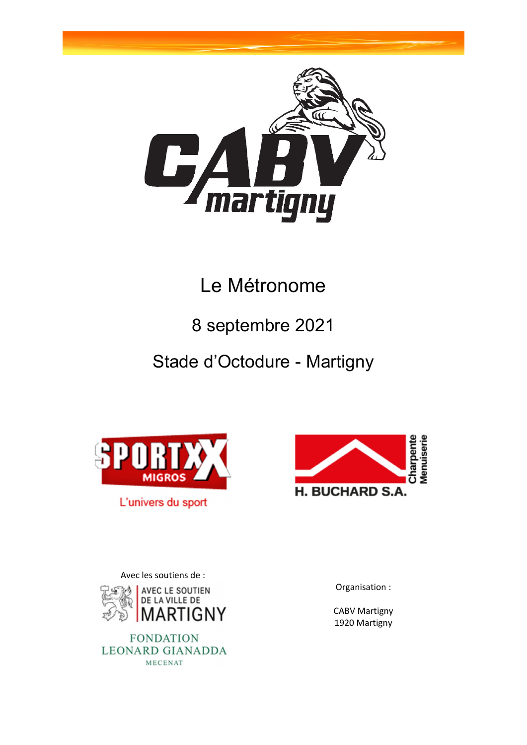# Le Métronome

## 8 septembre 2021

## Stade d'Octodure - Martigny

Avec les soutiens de :

Organisation :

CABV Martigny
1920 Martigny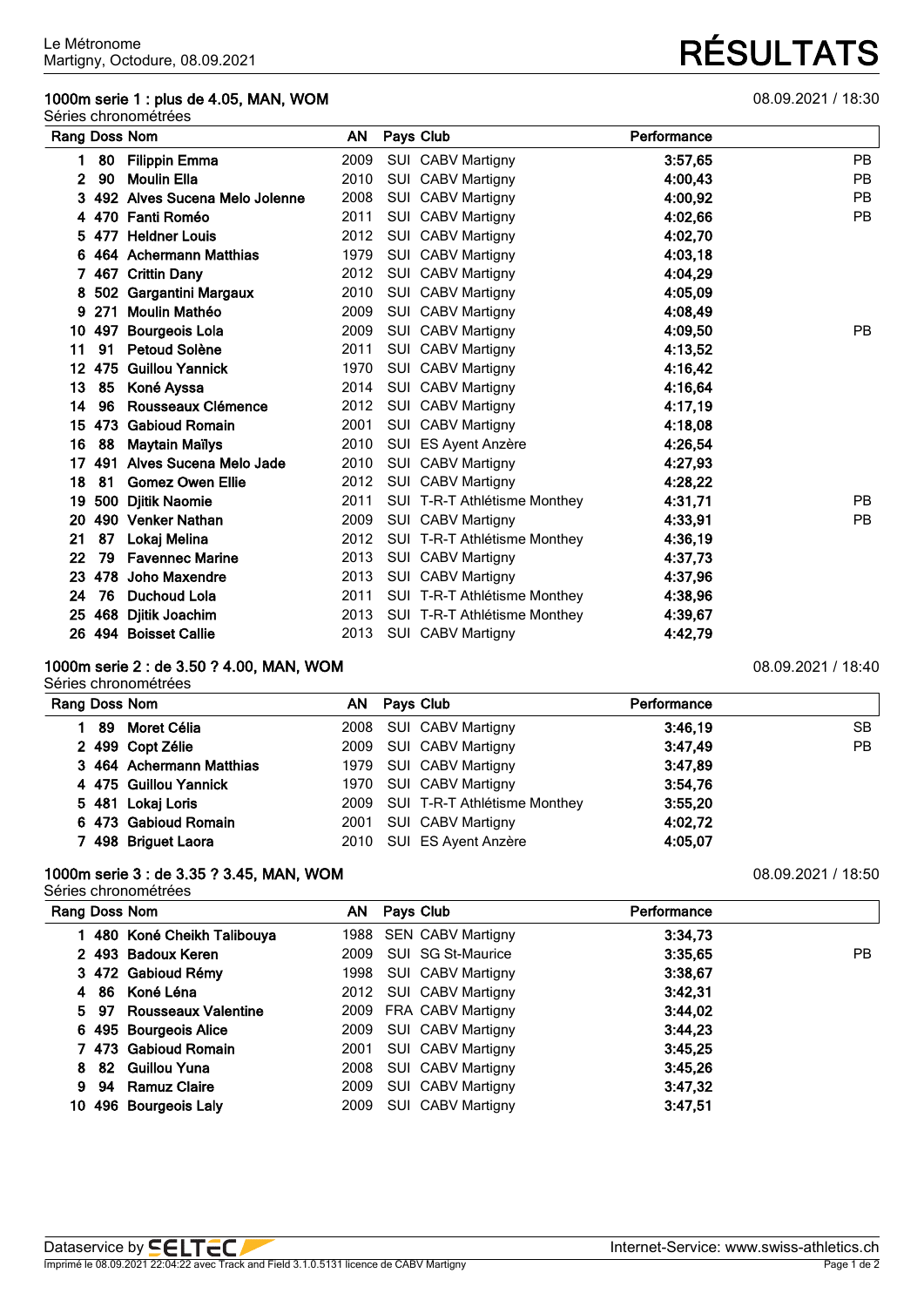Le Métronome
Martigny, Octodure, 08.09.2021

# RÉSULTATS

## 1000m serie 1 : plus de 4.05, MAN, WOM

08.09.2021 / 18:30

Séries chronométrées

| Rang | Doss | Nom | AN | Pays | Club | Performance | |
|---|---|---|---|---|---|---|---|
| 1 | 80 | Filippin Emma | 2009 | SUI | CABV Martigny | 3:57,65 | PB |
| 2 | 90 | Moulin Ella | 2010 | SUI | CABV Martigny | 4:00,43 | PB |
| 3 | 492 | Alves Sucena Melo Jolenne | 2008 | SUI | CABV Martigny | 4:00,92 | PB |
| 4 | 470 | Fanti Roméo | 2011 | SUI | CABV Martigny | 4:02,66 | PB |
| 5 | 477 | Heldner Louis | 2012 | SUI | CABV Martigny | 4:02,70 | |
| 6 | 464 | Achermann Matthias | 1979 | SUI | CABV Martigny | 4:03,18 | |
| 7 | 467 | Crittin Dany | 2012 | SUI | CABV Martigny | 4:04,29 | |
| 8 | 502 | Gargantini Margaux | 2010 | SUI | CABV Martigny | 4:05,09 | |
| 9 | 271 | Moulin Mathéo | 2009 | SUI | CABV Martigny | 4:08,49 | |
| 10 | 497 | Bourgeois Lola | 2009 | SUI | CABV Martigny | 4:09,50 | PB |
| 11 | 91 | Petoud Solène | 2011 | SUI | CABV Martigny | 4:13,52 | |
| 12 | 475 | Guillou Yannick | 1970 | SUI | CABV Martigny | 4:16,42 | |
| 13 | 85 | Koné Ayssa | 2014 | SUI | CABV Martigny | 4:16,64 | |
| 14 | 96 | Rousseaux Clémence | 2012 | SUI | CABV Martigny | 4:17,19 | |
| 15 | 473 | Gabioud Romain | 2001 | SUI | CABV Martigny | 4:18,08 | |
| 16 | 88 | Maytain Maïlys | 2010 | SUI | ES Ayent Anzère | 4:26,54 | |
| 17 | 491 | Alves Sucena Melo Jade | 2010 | SUI | CABV Martigny | 4:27,93 | |
| 18 | 81 | Gomez Owen Ellie | 2012 | SUI | CABV Martigny | 4:28,22 | |
| 19 | 500 | Djitik Naomie | 2011 | SUI | T-R-T Athlétisme Monthey | 4:31,71 | PB |
| 20 | 490 | Venker Nathan | 2009 | SUI | CABV Martigny | 4:33,91 | PB |
| 21 | 87 | Lokaj Melina | 2012 | SUI | T-R-T Athlétisme Monthey | 4:36,19 | |
| 22 | 79 | Favennec Marine | 2013 | SUI | CABV Martigny | 4:37,73 | |
| 23 | 478 | Joho Maxendre | 2013 | SUI | CABV Martigny | 4:37,96 | |
| 24 | 76 | Duchoud Lola | 2011 | SUI | T-R-T Athlétisme Monthey | 4:38,96 | |
| 25 | 468 | Djitik Joachim | 2013 | SUI | T-R-T Athlétisme Monthey | 4:39,67 | |
| 26 | 494 | Boisset Callie | 2013 | SUI | CABV Martigny | 4:42,79 | |

## 1000m serie 2 : de 3.50 ? 4.00, MAN, WOM

08.09.2021 / 18:40

Séries chronométrées

| Rang | Doss | Nom | AN | Pays | Club | Performance | |
|---|---|---|---|---|---|---|---|
| 1 | 89 | Moret Célia | 2008 | SUI | CABV Martigny | 3:46,19 | SB |
| 2 | 499 | Copt Zélie | 2009 | SUI | CABV Martigny | 3:47,49 | PB |
| 3 | 464 | Achermann Matthias | 1979 | SUI | CABV Martigny | 3:47,89 | |
| 4 | 475 | Guillou Yannick | 1970 | SUI | CABV Martigny | 3:54,76 | |
| 5 | 481 | Lokaj Loris | 2009 | SUI | T-R-T Athlétisme Monthey | 3:55,20 | |
| 6 | 473 | Gabioud Romain | 2001 | SUI | CABV Martigny | 4:02,72 | |
| 7 | 498 | Briguet Laora | 2010 | SUI | ES Ayent Anzère | 4:05,07 | |

## 1000m serie 3 : de 3.35 ? 3.45, MAN, WOM

08.09.2021 / 18:50

Séries chronométrées

| Rang | Doss | Nom | AN | Pays | Club | Performance | |
|---|---|---|---|---|---|---|---|
| 1 | 480 | Koné Cheikh Talibouya | 1988 | SEN | CABV Martigny | 3:34,73 | |
| 2 | 493 | Badoux Keren | 2009 | SUI | SG St-Maurice | 3:35,65 | PB |
| 3 | 472 | Gabioud Rémy | 1998 | SUI | CABV Martigny | 3:38,67 | |
| 4 | 86 | Koné Léna | 2012 | SUI | CABV Martigny | 3:42,31 | |
| 5 | 97 | Rousseaux Valentine | 2009 | FRA | CABV Martigny | 3:44,02 | |
| 6 | 495 | Bourgeois Alice | 2009 | SUI | CABV Martigny | 3:44,23 | |
| 7 | 473 | Gabioud Romain | 2001 | SUI | CABV Martigny | 3:45,25 | |
| 8 | 82 | Guillou Yuna | 2008 | SUI | CABV Martigny | 3:45,26 | |
| 9 | 94 | Ramuz Claire | 2009 | SUI | CABV Martigny | 3:47,32 | |
| 10 | 496 | Bourgeois Laly | 2009 | SUI | CABV Martigny | 3:47,51 | |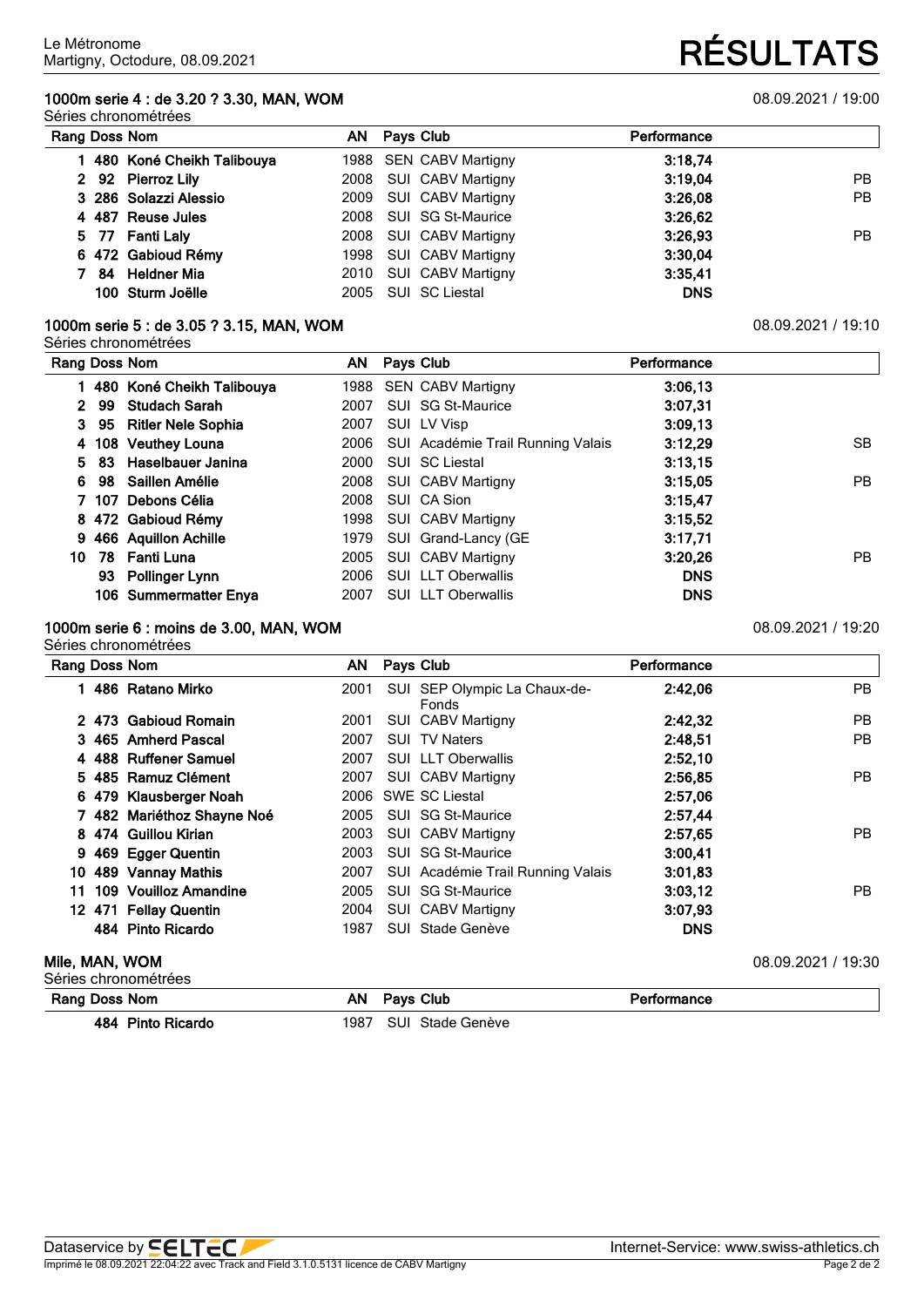Le Métronome
Martigny, Octodure, 08.09.2021

# RÉSULTATS

## 1000m serie 4 : de 3.20 ? 3.30, MAN, WOM

08.09.2021 / 19:00

Séries chronométrées

| Rang | Doss | Nom | AN | Pays | Club | Performance | |
|---|---|---|---|---|---|---|---|
| 1 | 480 | Koné Cheikh Talibouya | 1988 | SEN | CABV Martigny | 3:18,74 | |
| 2 | 92 | Pierroz Lily | 2008 | SUI | CABV Martigny | 3:19,04 | PB |
| 3 | 286 | Solazzi Alessio | 2009 | SUI | CABV Martigny | 3:26,08 | PB |
| 4 | 487 | Reuse Jules | 2008 | SUI | SG St-Maurice | 3:26,62 | |
| 5 | 77 | Fanti Laly | 2008 | SUI | CABV Martigny | 3:26,93 | PB |
| 6 | 472 | Gabioud Rémy | 1998 | SUI | CABV Martigny | 3:30,04 | |
| 7 | 84 | Heldner Mia | 2010 | SUI | CABV Martigny | 3:35,41 | |
| | 100 | Sturm Joëlle | 2005 | SUI | SC Liestal | DNS | |

## 1000m serie 5 : de 3.05 ? 3.15, MAN, WOM

08.09.2021 / 19:10

Séries chronométrées

| Rang | Doss | Nom | AN | Pays | Club | Performance | |
|---|---|---|---|---|---|---|---|
| 1 | 480 | Koné Cheikh Talibouya | 1988 | SEN | CABV Martigny | 3:06,13 | |
| 2 | 99 | Studach Sarah | 2007 | SUI | SG St-Maurice | 3:07,31 | |
| 3 | 95 | Ritler Nele Sophia | 2007 | SUI | LV Visp | 3:09,13 | |
| 4 | 108 | Veuthey Louna | 2006 | SUI | Académie Trail Running Valais | 3:12,29 | SB |
| 5 | 83 | Haselbauer Janina | 2000 | SUI | SC Liestal | 3:13,15 | |
| 6 | 98 | Saillen Amélie | 2008 | SUI | CABV Martigny | 3:15,05 | PB |
| 7 | 107 | Debons Célia | 2008 | SUI | CA Sion | 3:15,47 | |
| 8 | 472 | Gabioud Rémy | 1998 | SUI | CABV Martigny | 3:15,52 | |
| 9 | 466 | Aquillon Achille | 1979 | SUI | Grand-Lancy (GE | 3:17,71 | |
| 10 | 78 | Fanti Luna | 2005 | SUI | CABV Martigny | 3:20,26 | PB |
| | 93 | Pollinger Lynn | 2006 | SUI | LLT Oberwallis | DNS | |
| | 106 | Summermatter Enya | 2007 | SUI | LLT Oberwallis | DNS | |

## 1000m serie 6 : moins de 3.00, MAN, WOM

08.09.2021 / 19:20

Séries chronométrées

| Rang | Doss | Nom | AN | Pays | Club | Performance | |
|---|---|---|---|---|---|---|---|
| 1 | 486 | Ratano Mirko | 2001 | SUI | SEP Olympic La Chaux-de-Fonds | 2:42,06 | PB |
| 2 | 473 | Gabioud Romain | 2001 | SUI | CABV Martigny | 2:42,32 | PB |
| 3 | 465 | Amherd Pascal | 2007 | SUI | TV Naters | 2:48,51 | PB |
| 4 | 488 | Ruffener Samuel | 2007 | SUI | LLT Oberwallis | 2:52,10 | |
| 5 | 485 | Ramuz Clément | 2007 | SUI | CABV Martigny | 2:56,85 | PB |
| 6 | 479 | Klausberger Noah | 2006 | SWE | SC Liestal | 2:57,06 | |
| 7 | 482 | Mariéthoz Shayne Noé | 2005 | SUI | SG St-Maurice | 2:57,44 | |
| 8 | 474 | Guillou Kirian | 2003 | SUI | CABV Martigny | 2:57,65 | PB |
| 9 | 469 | Egger Quentin | 2003 | SUI | SG St-Maurice | 3:00,41 | |
| 10 | 489 | Vannay Mathis | 2007 | SUI | Académie Trail Running Valais | 3:01,83 | |
| 11 | 109 | Vouilloz Amandine | 2005 | SUI | SG St-Maurice | 3:03,12 | PB |
| 12 | 471 | Fellay Quentin | 2004 | SUI | CABV Martigny | 3:07,93 | |
| | 484 | Pinto Ricardo | 1987 | SUI | Stade Genève | DNS | |

## Mile, MAN, WOM

08.09.2021 / 19:30

Séries chronométrées

| Rang | Doss | Nom | AN | Pays | Club | Performance |
|---|---|---|---|---|---|---|
| | 484 | Pinto Ricardo | 1987 | SUI | Stade Genève | |

Dataservice by SELTEC — Internet-Service: www.swiss-athletics.ch

Imprimé le 08.09.2021 22:04:22 avec Track and Field 3.1.0.5131 licence de CABV Martigny